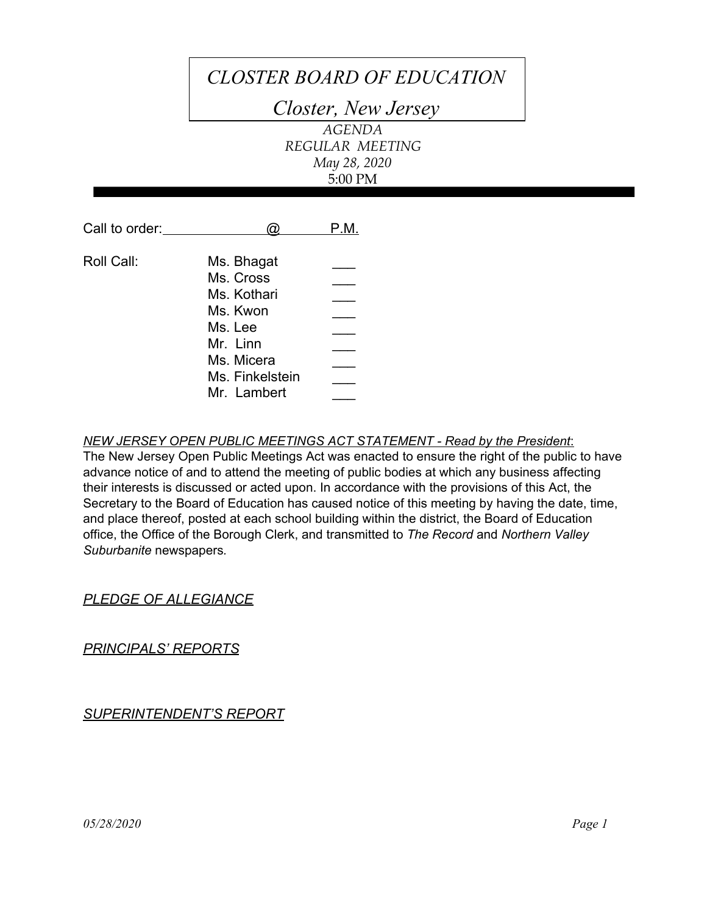# CLOSTER BOARD OF EDUCATION

## Closter, New Jersey

*AGENDA*
*REGULAR MEETING*
*May 28, 2020*
5:00 PM

Call to order:\_\_\_\_\_\_\_\_\_\_\_\_\_\_@\_\_\_\_\_\_\_P.M.

Roll Call:

- Ms. Bhagat \_\_\_
- Ms. Cross \_\_\_
- Ms. Kothari \_\_\_
- Ms. Kwon \_\_\_
- Ms. Lee \_\_\_
- Mr. Linn \_\_\_
- Ms. Micera \_\_\_
- Ms. Finkelstein \_\_\_
- Mr. Lambert \_\_\_

*NEW JERSEY OPEN PUBLIC MEETINGS ACT STATEMENT - Read by the President*:
The New Jersey Open Public Meetings Act was enacted to ensure the right of the public to have advance notice of and to attend the meeting of public bodies at which any business affecting their interests is discussed or acted upon. In accordance with the provisions of this Act, the Secretary to the Board of Education has caused notice of this meeting by having the date, time, and place thereof, posted at each school building within the district, the Board of Education office, the Office of the Borough Clerk, and transmitted to *The Record* and *Northern Valley Suburbanite* newspapers.

*PLEDGE OF ALLEGIANCE*

*PRINCIPALS' REPORTS*

*SUPERINTENDENT'S REPORT*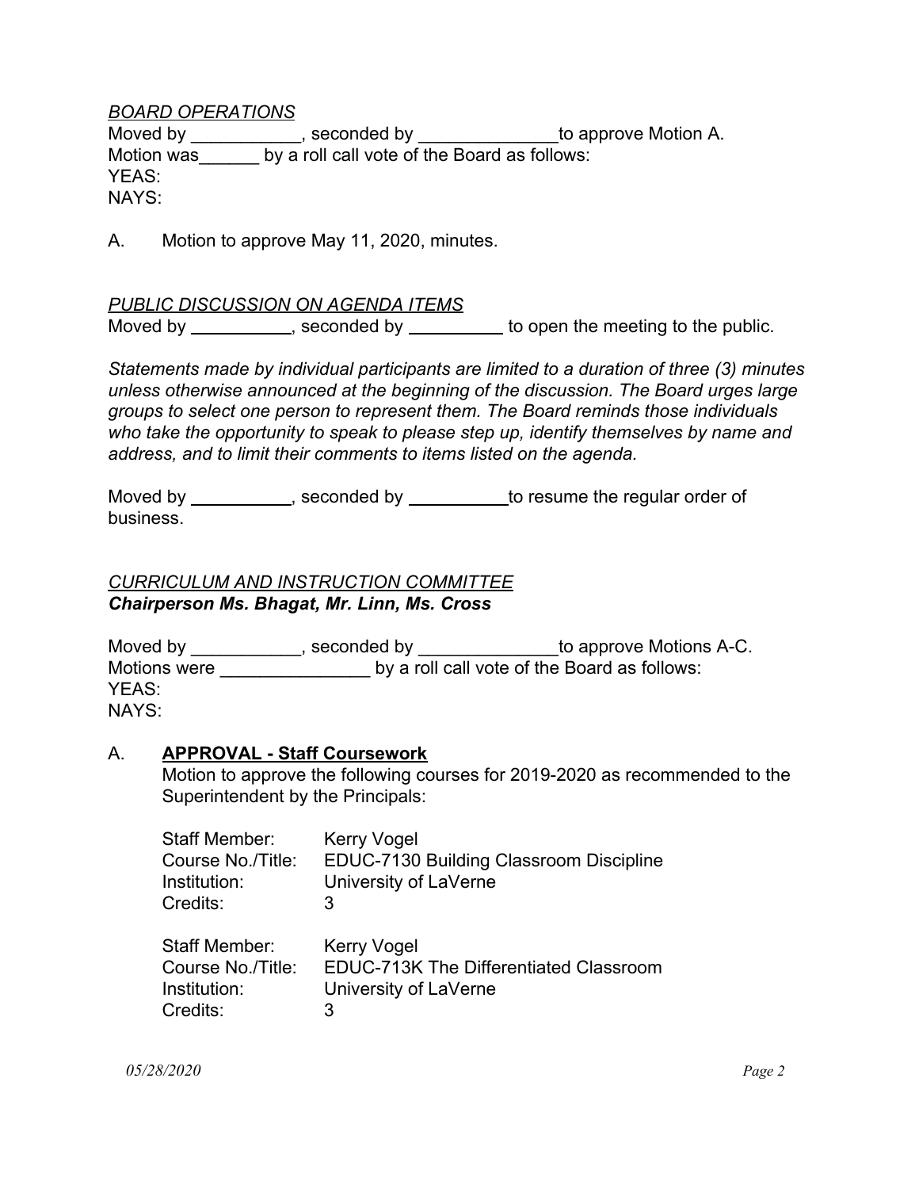*BOARD OPERATIONS*

Moved by ___________, seconded by ______________to approve Motion A.
Motion was______ by a roll call vote of the Board as follows:
YEAS:
NAYS:

A. Motion to approve May 11, 2020, minutes.

*PUBLIC DISCUSSION ON AGENDA ITEMS*

Moved by __________, seconded by __________ to open the meeting to the public.

*Statements made by individual participants are limited to a duration of three (3) minutes unless otherwise announced at the beginning of the discussion. The Board urges large groups to select one person to represent them. The Board reminds those individuals who take the opportunity to speak to please step up, identify themselves by name and address, and to limit their comments to items listed on the agenda.*

Moved by __________, seconded by __________to resume the regular order of business.

*CURRICULUM AND INSTRUCTION COMMITTEE*
***Chairperson Ms. Bhagat, Mr. Linn, Ms. Cross***

Moved by ___________, seconded by ______________to approve Motions A-C.
Motions were _______________ by a roll call vote of the Board as follows:
YEAS:
NAYS:

A. **APPROVAL - Staff Coursework**
Motion to approve the following courses for 2019-2020 as recommended to the Superintendent by the Principals:

Staff Member: Kerry Vogel
Course No./Title: EDUC-7130 Building Classroom Discipline
Institution: University of LaVerne
Credits: 3

Staff Member: Kerry Vogel
Course No./Title: EDUC-713K The Differentiated Classroom
Institution: University of LaVerne
Credits: 3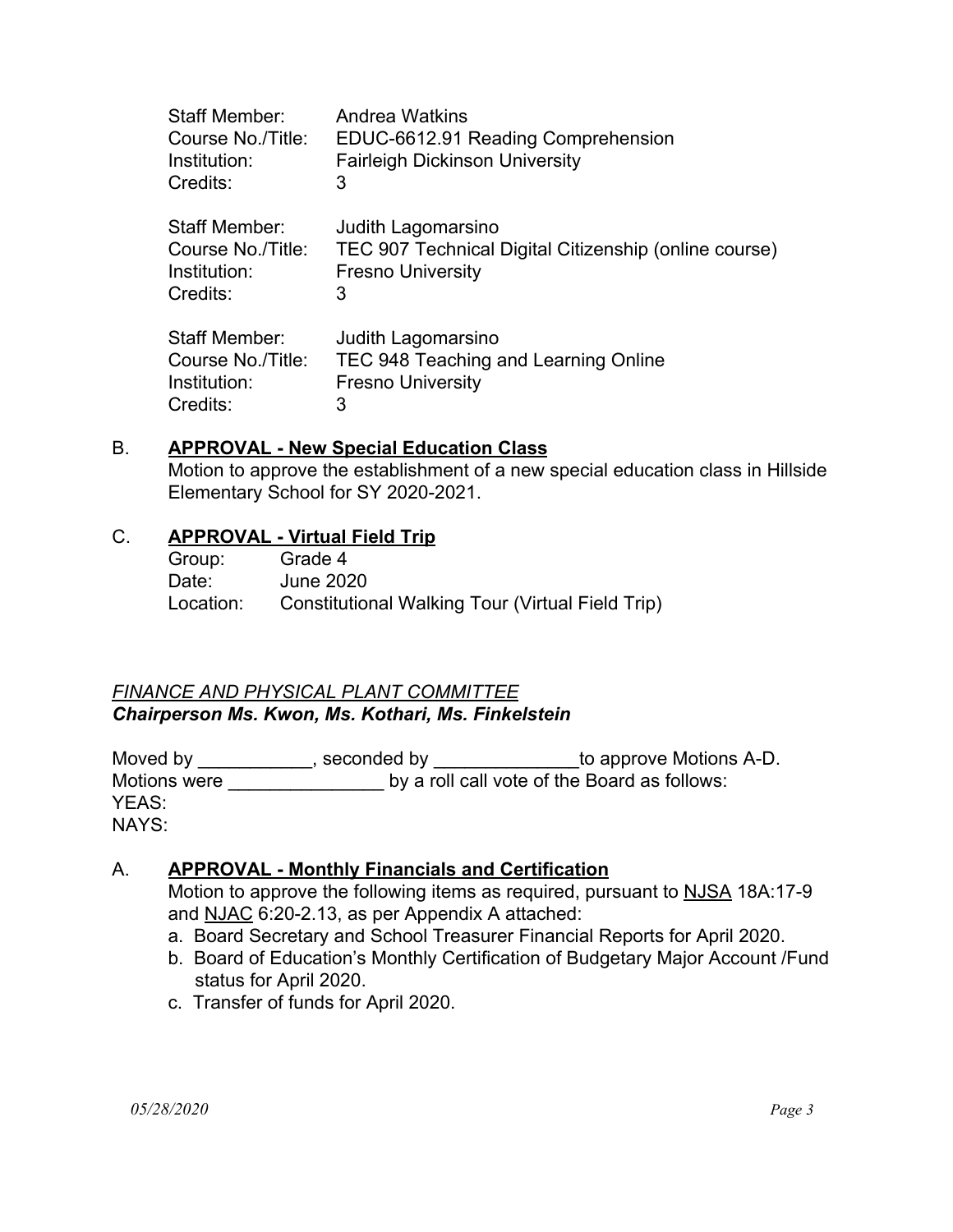Staff Member: Andrea Watkins
Course No./Title: EDUC-6612.91 Reading Comprehension
Institution: Fairleigh Dickinson University
Credits: 3

Staff Member: Judith Lagomarsino
Course No./Title: TEC 907 Technical Digital Citizenship (online course)
Institution: Fresno University
Credits: 3

Staff Member: Judith Lagomarsino
Course No./Title: TEC 948 Teaching and Learning Online
Institution: Fresno University
Credits: 3

B. **APPROVAL - New Special Education Class**
Motion to approve the establishment of a new special education class in Hillside Elementary School for SY 2020-2021.

C. **APPROVAL - Virtual Field Trip**
Group: Grade 4
Date: June 2020
Location: Constitutional Walking Tour (Virtual Field Trip)

*FINANCE AND PHYSICAL PLANT COMMITTEE*
***Chairperson Ms. Kwon, Ms. Kothari, Ms. Finkelstein***

Moved by ___________, seconded by ______________to approve Motions A-D.
Motions were _______________ by a roll call vote of the Board as follows:
YEAS:
NAYS:

A. **APPROVAL - Monthly Financials and Certification**
Motion to approve the following items as required, pursuant to NJSA 18A:17-9 and NJAC 6:20-2.13, as per Appendix A attached:

a. Board Secretary and School Treasurer Financial Reports for April 2020.
b. Board of Education's Monthly Certification of Budgetary Major Account /Fund status for April 2020.
c. Transfer of funds for April 2020.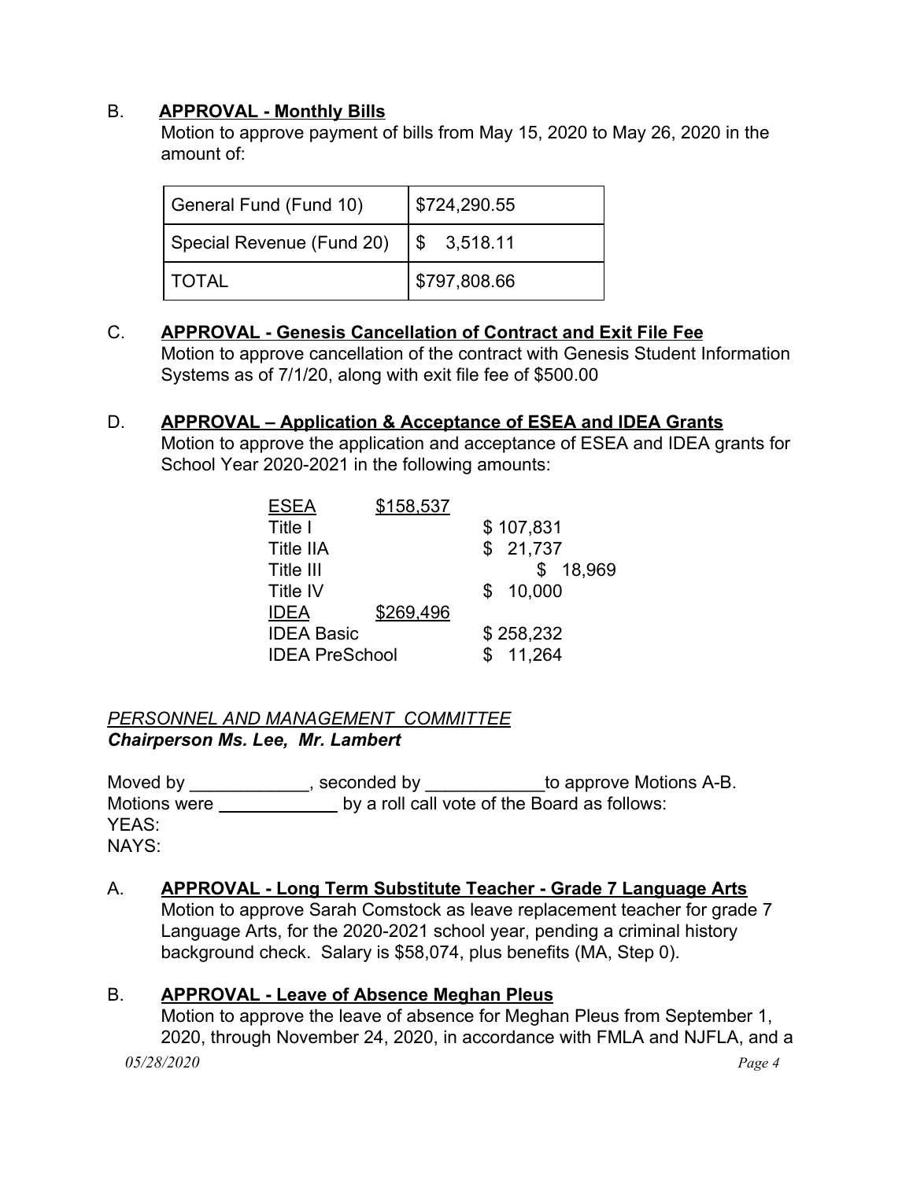B. **APPROVAL - Monthly Bills**

Motion to approve payment of bills from May 15, 2020 to May 26, 2020 in the amount of:

| General Fund (Fund 10) | $724,290.55 |
|---|---|
| Special Revenue (Fund 20) | $ 3,518.11 |
| TOTAL | $797,808.66 |

C. **APPROVAL - Genesis Cancellation of Contract and Exit File Fee**

Motion to approve cancellation of the contract with Genesis Student Information Systems as of 7/1/20, along with exit file fee of $500.00

D. **APPROVAL – Application & Acceptance of ESEA and IDEA Grants**

Motion to approve the application and acceptance of ESEA and IDEA grants for School Year 2020-2021 in the following amounts:

| ESEA | $158,537 | |
|---|---|---|
| Title I | | $ 107,831 |
| Title IIA | | $ 21,737 |
| Title III | | $ 18,969 |
| Title IV | | $ 10,000 |
| IDEA | $269,496 | |
| IDEA Basic | | $ 258,232 |
| IDEA PreSchool | | $ 11,264 |

*PERSONNEL AND MANAGEMENT COMMITTEE*
***Chairperson Ms. Lee, Mr. Lambert***

Moved by ____________, seconded by ____________to approve Motions A-B.
Motions were ____________ by a roll call vote of the Board as follows:
YEAS:
NAYS:

A. **APPROVAL - Long Term Substitute Teacher - Grade 7 Language Arts**

Motion to approve Sarah Comstock as leave replacement teacher for grade 7 Language Arts, for the 2020-2021 school year, pending a criminal history background check. Salary is $58,074, plus benefits (MA, Step 0).

B. **APPROVAL - Leave of Absence Meghan Pleus**

Motion to approve the leave of absence for Meghan Pleus from September 1, 2020, through November 24, 2020, in accordance with FMLA and NJFLA, and a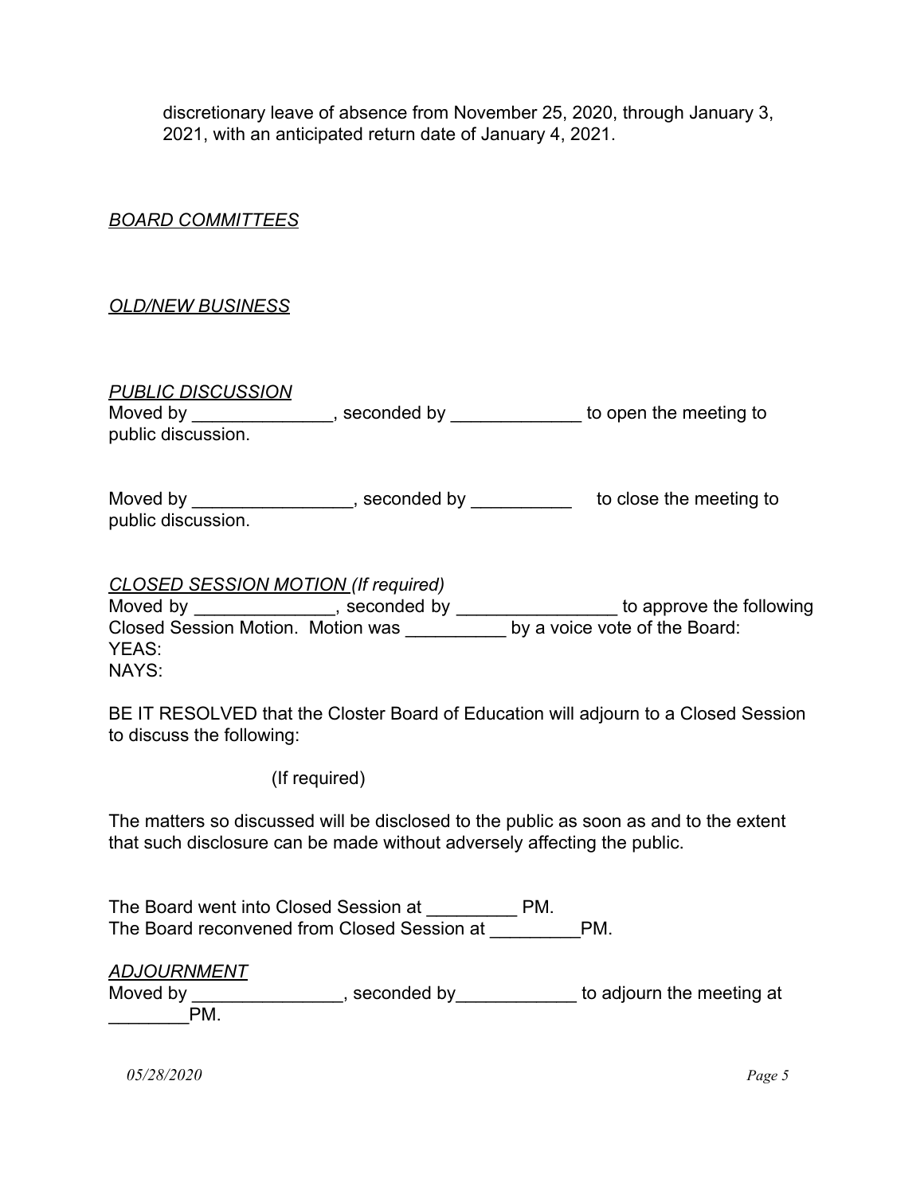discretionary leave of absence from November 25, 2020, through January 3, 2021, with an anticipated return date of January 4, 2021.

*BOARD COMMITTEES*

*OLD/NEW BUSINESS*

*PUBLIC DISCUSSION*

Moved by ______________, seconded by _____________ to open the meeting to public discussion.

Moved by ________________, seconded by __________ to close the meeting to public discussion.

*CLOSED SESSION MOTION (If required)*

Moved by ______________, seconded by ________________ to approve the following Closed Session Motion. Motion was __________ by a voice vote of the Board:
YEAS:
NAYS:

BE IT RESOLVED that the Closter Board of Education will adjourn to a Closed Session to discuss the following:

(If required)

The matters so discussed will be disclosed to the public as soon as and to the extent that such disclosure can be made without adversely affecting the public.

The Board went into Closed Session at _________ PM.
The Board reconvened from Closed Session at _________PM.

*ADJOURNMENT*

Moved by _______________, seconded by____________ to adjourn the meeting at ________PM.